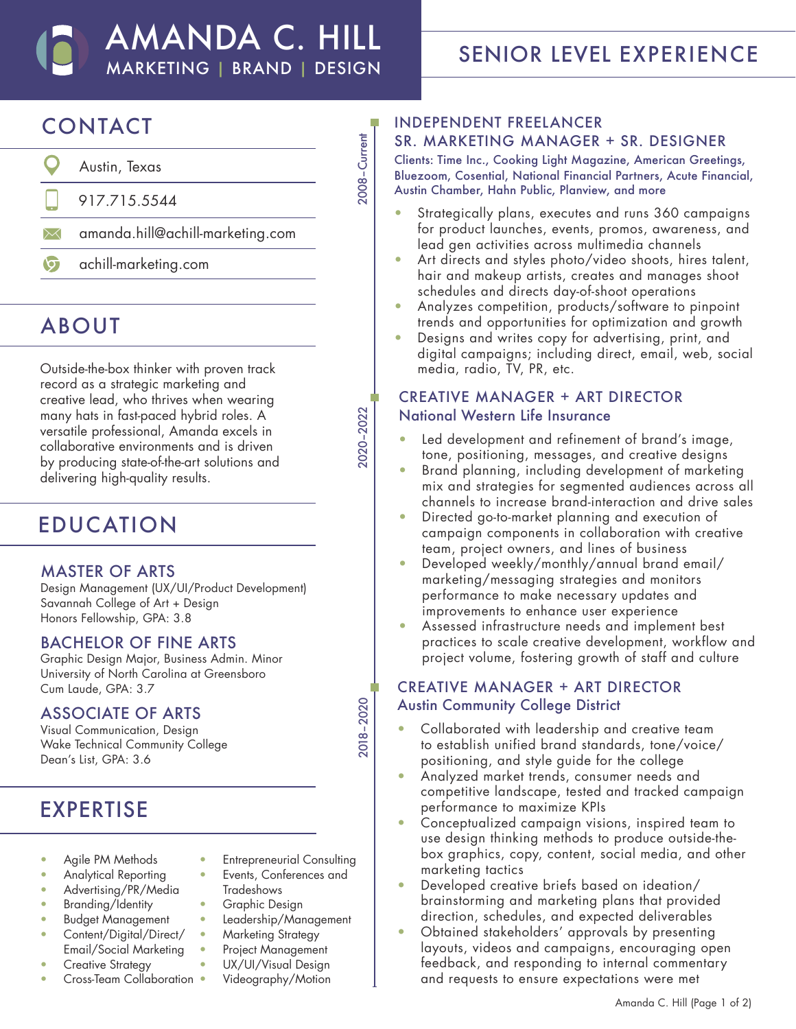# AMANDA C. HILL

MARKETING | BRAND | DESIGN

## CONTACT

- Austin, Texas
- 917.715.5544
- amanda.hill@achill-marketing.com
- achill-marketing.com

## ABOUT

Outside-the-box thinker with proven track record as a strategic marketing and creative lead, who thrives when wearing many hats in fast-paced hybrid roles. A versatile professional, Amanda excels in collaborative environments and is driven by producing state-of-the-art solutions and delivering high-quality results.

## EDUCATION

### MASTER OF ARTS

Design Management (UX/UI/Product Development)
Savannah College of Art + Design
Honors Fellowship, GPA: 3.8

### BACHELOR OF FINE ARTS

Graphic Design Major, Business Admin. Minor
University of North Carolina at Greensboro
Cum Laude, GPA: 3.7

### ASSOCIATE OF ARTS

Visual Communication, Design
Wake Technical Community College
Dean's List, GPA: 3.6

## EXPERTISE

- Agile PM Methods
- Analytical Reporting
- Advertising/PR/Media
- Branding/Identity
- Budget Management
- Content/Digital/Direct/Email/Social Marketing
- Creative Strategy
- Cross-Team Collaboration
- Entrepreneurial Consulting
- Events, Conferences and Tradeshows
- Graphic Design
- Leadership/Management
- Marketing Strategy
- Project Management
- UX/UI/Visual Design
- Videography/Motion

## SENIOR LEVEL EXPERIENCE

### INDEPENDENT FREELANCER
### SR. MARKETING MANAGER + SR. DESIGNER

*2008–Current*

Clients: Time Inc., Cooking Light Magazine, American Greetings, Bluezoom, Cosential, National Financial Partners, Acute Financial, Austin Chamber, Hahn Public, Planview, and more

- Strategically plans, executes and runs 360 campaigns for product launches, events, promos, awareness, and lead gen activities across multimedia channels
- Art directs and styles photo/video shoots, hires talent, hair and makeup artists, creates and manages shoot schedules and directs day-of-shoot operations
- Analyzes competition, products/software to pinpoint trends and opportunities for optimization and growth
- Designs and writes copy for advertising, print, and digital campaigns; including direct, email, web, social media, radio, TV, PR, etc.

### CREATIVE MANAGER + ART DIRECTOR

National Western Life Insurance

*2020–2022*

- Led development and refinement of brand's image, tone, positioning, messages, and creative designs
- Brand planning, including development of marketing mix and strategies for segmented audiences across all channels to increase brand-interaction and drive sales
- Directed go-to-market planning and execution of campaign components in collaboration with creative team, project owners, and lines of business
- Developed weekly/monthly/annual brand email/marketing/messaging strategies and monitors performance to make necessary updates and improvements to enhance user experience
- Assessed infrastructure needs and implement best practices to scale creative development, workflow and project volume, fostering growth of staff and culture

### CREATIVE MANAGER + ART DIRECTOR

Austin Community College District

*2018–2020*

- Collaborated with leadership and creative team to establish unified brand standards, tone/voice/positioning, and style guide for the college
- Analyzed market trends, consumer needs and competitive landscape, tested and tracked campaign performance to maximize KPIs
- Conceptualized campaign visions, inspired team to use design thinking methods to produce outside-the-box graphics, copy, content, social media, and other marketing tactics
- Developed creative briefs based on ideation/brainstorming and marketing plans that provided direction, schedules, and expected deliverables
- Obtained stakeholders' approvals by presenting layouts, videos and campaigns, encouraging open feedback, and responding to internal commentary and requests to ensure expectations were met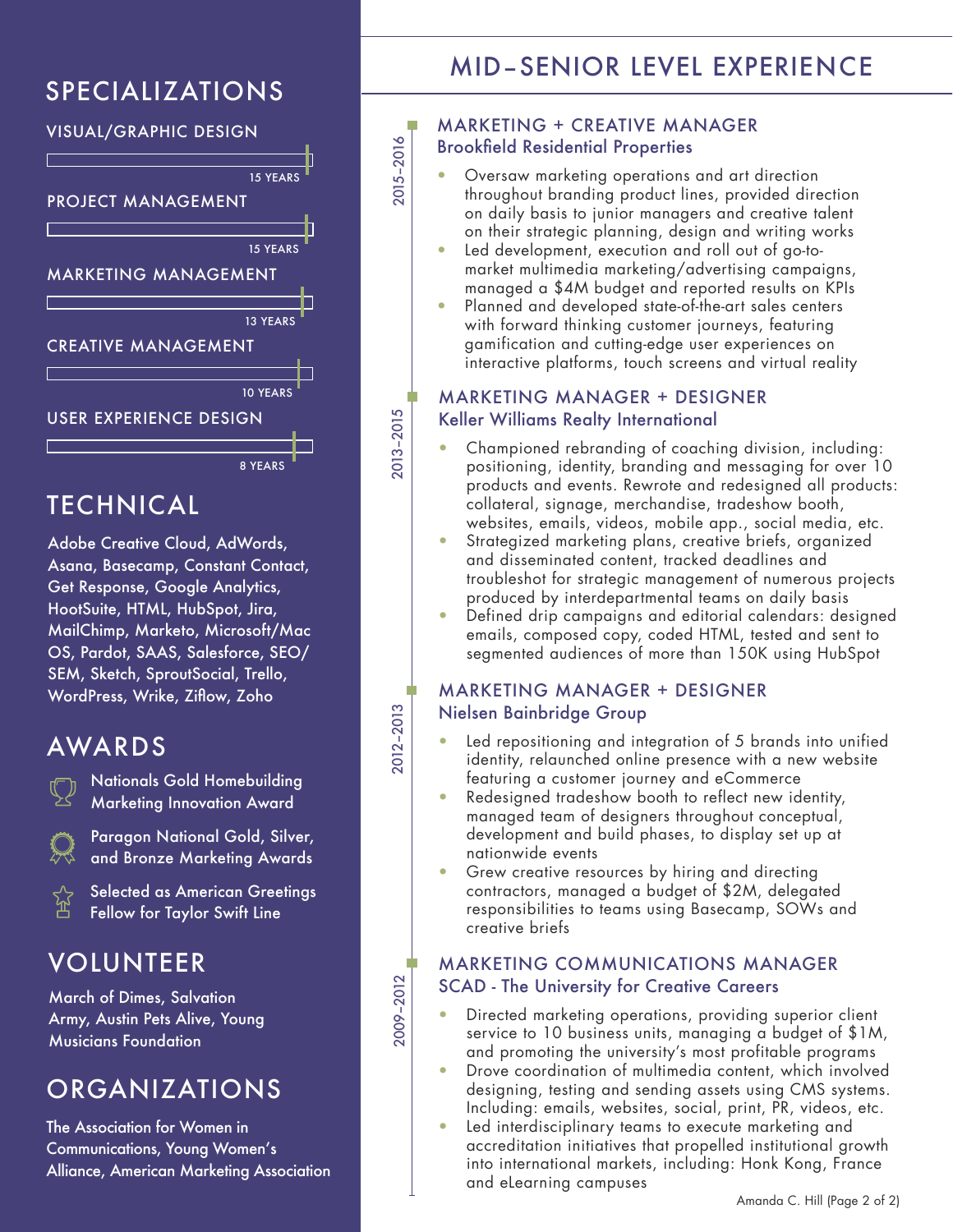## SPECIALIZATIONS

VISUAL/GRAPHIC DESIGN

15 YEARS

PROJECT MANAGEMENT

15 YEARS

MARKETING MANAGEMENT

13 YEARS

CREATIVE MANAGEMENT

10 YEARS

USER EXPERIENCE DESIGN

8 YEARS

## TECHNICAL

Adobe Creative Cloud, AdWords, Asana, Basecamp, Constant Contact, Get Response, Google Analytics, HootSuite, HTML, HubSpot, Jira, MailChimp, Marketo, Microsoft/Mac OS, Pardot, SAAS, Salesforce, SEO/SEM, Sketch, SproutSocial, Trello, WordPress, Wrike, Ziflow, Zoho

## AWARDS

Nationals Gold Homebuilding Marketing Innovation Award

Paragon National Gold, Silver, and Bronze Marketing Awards

Selected as American Greetings Fellow for Taylor Swift Line

## VOLUNTEER

March of Dimes, Salvation Army, Austin Pets Alive, Young Musicians Foundation

## ORGANIZATIONS

The Association for Women in Communications, Young Women's Alliance, American Marketing Association

# MID–SENIOR LEVEL EXPERIENCE

### MARKETING + CREATIVE MANAGER
**Brookfield Residential Properties** — 2015-2016

- Oversaw marketing operations and art direction throughout branding product lines, provided direction on daily basis to junior managers and creative talent on their strategic planning, design and writing works
- Led development, execution and roll out of go-to-market multimedia marketing/advertising campaigns, managed a $4M budget and reported results on KPIs
- Planned and developed state-of-the-art sales centers with forward thinking customer journeys, featuring gamification and cutting-edge user experiences on interactive platforms, touch screens and virtual reality

### MARKETING MANAGER + DESIGNER
**Keller Williams Realty International** — 2013-2015

- Championed rebranding of coaching division, including: positioning, identity, branding and messaging for over 10 products and events. Rewrote and redesigned all products: collateral, signage, merchandise, tradeshow booth, websites, emails, videos, mobile app., social media, etc.
- Strategized marketing plans, creative briefs, organized and disseminated content, tracked deadlines and troubleshot for strategic management of numerous projects produced by interdepartmental teams on daily basis
- Defined drip campaigns and editorial calendars: designed emails, composed copy, coded HTML, tested and sent to segmented audiences of more than 150K using HubSpot

### MARKETING MANAGER + DESIGNER
**Nielsen Bainbridge Group** — 2012-2013

- Led repositioning and integration of 5 brands into unified identity, relaunched online presence with a new website featuring a customer journey and eCommerce
- Redesigned tradeshow booth to reflect new identity, managed team of designers throughout conceptual, development and build phases, to display set up at nationwide events
- Grew creative resources by hiring and directing contractors, managed a budget of $2M, delegated responsibilities to teams using Basecamp, SOWs and creative briefs

### MARKETING COMMUNICATIONS MANAGER
**SCAD - The University for Creative Careers** — 2009-2012

- Directed marketing operations, providing superior client service to 10 business units, managing a budget of $1M, and promoting the university's most profitable programs
- Drove coordination of multimedia content, which involved designing, testing and sending assets using CMS systems. Including: emails, websites, social, print, PR, videos, etc.
- Led interdisciplinary teams to execute marketing and accreditation initiatives that propelled institutional growth into international markets, including: Honk Kong, France and eLearning campuses